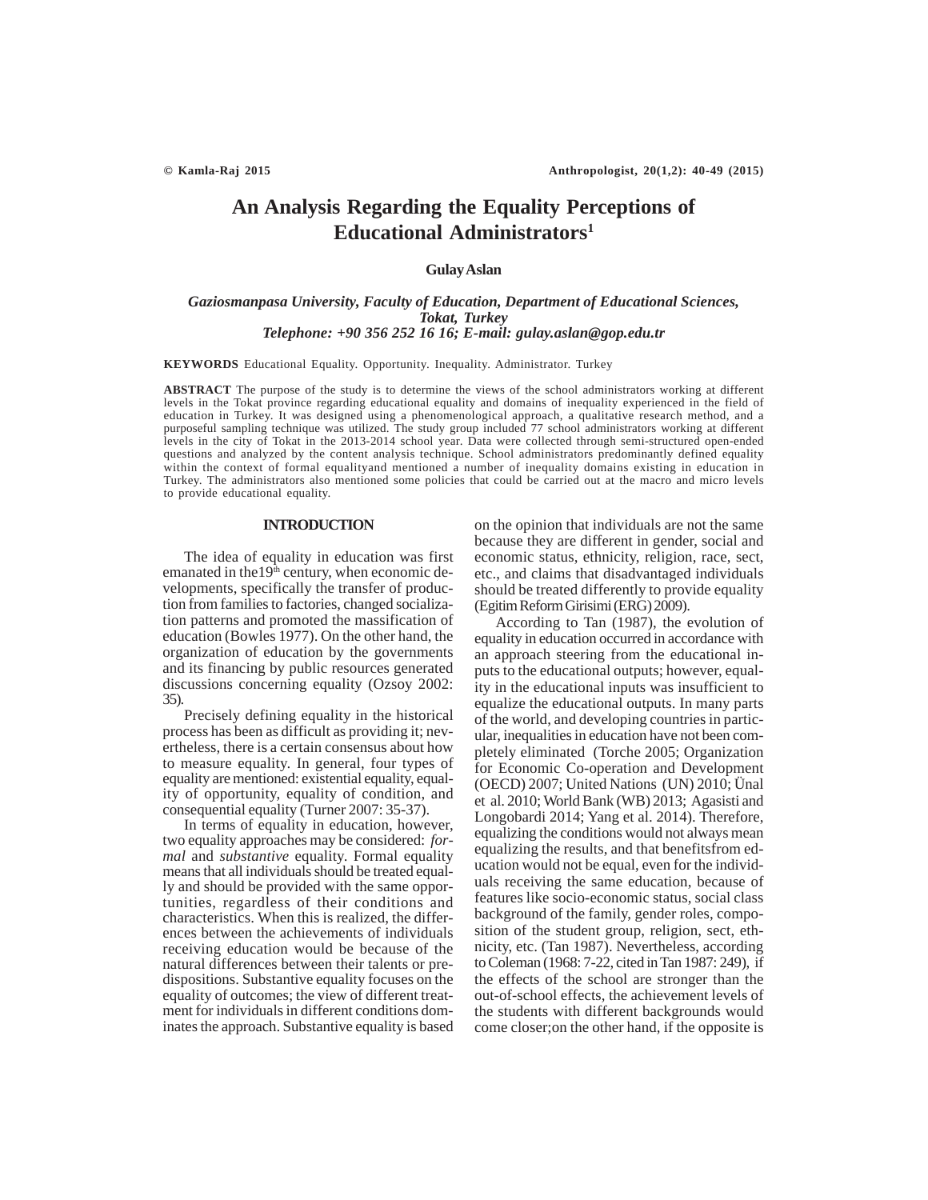# An Analysis Regarding the Equality Perceptions of Educational Administrators[1]

**Gulay Aslan**

*Gaziosmanpasa University, Faculty of Education, Department of Educational Sciences, Tokat, Turkey*
*Telephone: +90 356 252 16 16; E-mail: gulay.aslan@gop.edu.tr*

**KEYWORDS** Educational Equality. Opportunity. Inequality. Administrator. Turkey

**ABSTRACT** The purpose of the study is to determine the views of the school administrators working at different levels in the Tokat province regarding educational equality and domains of inequality experienced in the field of education in Turkey. It was designed using a phenomenological approach, a qualitative research method, and a purposeful sampling technique was utilized. The study group included 77 school administrators working at different levels in the city of Tokat in the 2013-2014 school year. Data were collected through semi-structured open-ended questions and analyzed by the content analysis technique. School administrators predominantly defined equality within the context of formal equalityand mentioned a number of inequality domains existing in education in Turkey. The administrators also mentioned some policies that could be carried out at the macro and micro levels to provide educational equality.

## INTRODUCTION

The idea of equality in education was first emanated in the19th century, when economic developments, specifically the transfer of production from families to factories, changed socialization patterns and promoted the massification of education (Bowles 1977). On the other hand, the organization of education by the governments and its financing by public resources generated discussions concerning equality (Ozsoy 2002: 35).

Precisely defining equality in the historical process has been as difficult as providing it; nevertheless, there is a certain consensus about how to measure equality. In general, four types of equality are mentioned: existential equality, equality of opportunity, equality of condition, and consequential equality (Turner 2007: 35-37).

In terms of equality in education, however, two equality approaches may be considered: *formal* and *substantive* equality. Formal equality means that all individuals should be treated equally and should be provided with the same opportunities, regardless of their conditions and characteristics. When this is realized, the differences between the achievements of individuals receiving education would be because of the natural differences between their talents or predispositions. Substantive equality focuses on the equality of outcomes; the view of different treatment for individuals in different conditions dominates the approach. Substantive equality is based on the opinion that individuals are not the same because they are different in gender, social and economic status, ethnicity, religion, race, sect, etc., and claims that disadvantaged individuals should be treated differently to provide equality (Egitim Reform Girisimi (ERG) 2009).

According to Tan (1987), the evolution of equality in education occurred in accordance with an approach steering from the educational inputs to the educational outputs; however, equality in the educational inputs was insufficient to equalize the educational outputs. In many parts of the world, and developing countries in particular, inequalities in education have not been completely eliminated (Torche 2005; Organization for Economic Co-operation and Development (OECD) 2007; United Nations (UN) 2010; Ünal et al. 2010; World Bank (WB) 2013; Agasisti and Longobardi 2014; Yang et al. 2014). Therefore, equalizing the conditions would not always mean equalizing the results, and that benefitsfrom education would not be equal, even for the individuals receiving the same education, because of features like socio-economic status, social class background of the family, gender roles, composition of the student group, religion, sect, ethnicity, etc. (Tan 1987). Nevertheless, according to Coleman (1968: 7-22, cited in Tan 1987: 249), if the effects of the school are stronger than the out-of-school effects, the achievement levels of the students with different backgrounds would come closer;on the other hand, if the opposite is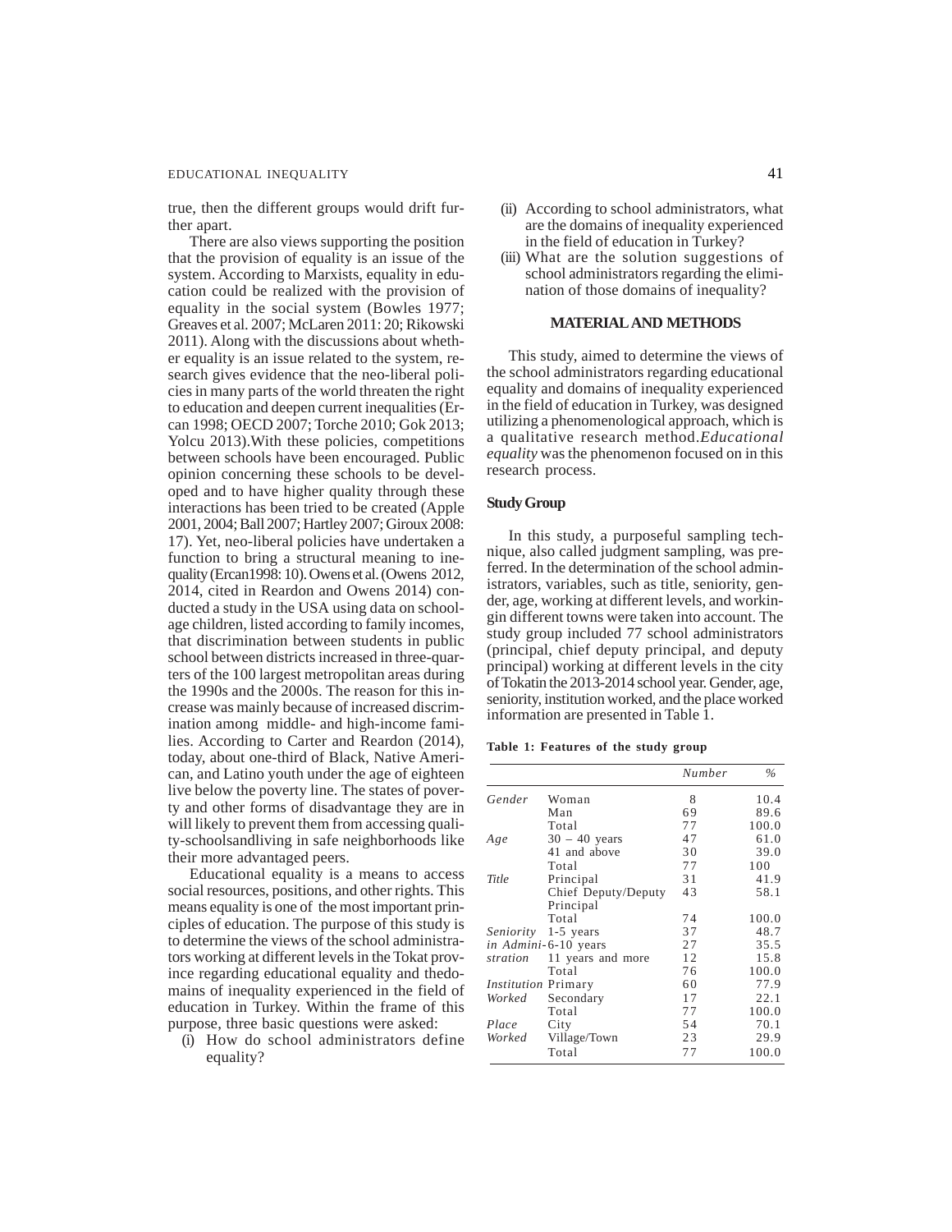true, then the different groups would drift further apart.

There are also views supporting the position that the provision of equality is an issue of the system. According to Marxists, equality in education could be realized with the provision of equality in the social system (Bowles 1977; Greaves et al. 2007; McLaren 2011: 20; Rikowski 2011). Along with the discussions about whether equality is an issue related to the system, research gives evidence that the neo-liberal policies in many parts of the world threaten the right to education and deepen current inequalities (Ercan 1998; OECD 2007; Torche 2010; Gok 2013; Yolcu 2013).With these policies, competitions between schools have been encouraged. Public opinion concerning these schools to be developed and to have higher quality through these interactions has been tried to be created (Apple 2001, 2004; Ball 2007; Hartley 2007; Giroux 2008: 17). Yet, neo-liberal policies have undertaken a function to bring a structural meaning to inequality (Ercan1998: 10). Owens et al. (Owens 2012, 2014, cited in Reardon and Owens 2014) conducted a study in the USA using data on school-age children, listed according to family incomes, that discrimination between students in public school between districts increased in three-quarters of the 100 largest metropolitan areas during the 1990s and the 2000s. The reason for this increase was mainly because of increased discrimination among middle- and high-income families. According to Carter and Reardon (2014), today, about one-third of Black, Native American, and Latino youth under the age of eighteen live below the poverty line. The states of poverty and other forms of disadvantage they are in will likely to prevent them from accessing quality-schoolsandliving in safe neighborhoods like their more advantaged peers.

Educational equality is a means to access social resources, positions, and other rights. This means equality is one of the most important principles of education. The purpose of this study is to determine the views of the school administrators working at different levels in the Tokat province regarding educational equality and thedomains of inequality experienced in the field of education in Turkey. Within the frame of this purpose, three basic questions were asked:

(i) How do school administrators define equality?
(ii) According to school administrators, what are the domains of inequality experienced in the field of education in Turkey?
(iii) What are the solution suggestions of school administrators regarding the elimination of those domains of inequality?

## MATERIAL AND METHODS

This study, aimed to determine the views of the school administrators regarding educational equality and domains of inequality experienced in the field of education in Turkey, was designed utilizing a phenomenological approach, which is a qualitative research method.*Educational equality* was the phenomenon focused on in this research process.

### Study Group

In this study, a purposeful sampling technique, also called judgment sampling, was preferred. In the determination of the school administrators, variables, such as title, seniority, gender, age, working at different levels, and workingin different towns were taken into account. The study group included 77 school administrators (principal, chief deputy principal, and deputy principal) working at different levels in the city of Tokatin the 2013-2014 school year. Gender, age, seniority, institution worked, and the place worked information are presented in Table 1.

**Table 1: Features of the study group**

| | | *Number* | *%* |
|---|---|---|---|
| *Gender* | Woman | 8 | 10.4 |
| | Man | 69 | 89.6 |
| | Total | 77 | 100.0 |
| *Age* | 30 – 40 years | 47 | 61.0 |
| | 41 and above | 30 | 39.0 |
| | Total | 77 | 100 |
| *Title* | Principal | 31 | 41.9 |
| | Chief Deputy/Deputy Principal | 43 | 58.1 |
| | Total | 74 | 100.0 |
| *Seniority in Administration* | 1-5 years | 37 | 48.7 |
| | 6-10 years | 27 | 35.5 |
| | 11 years and more | 12 | 15.8 |
| | Total | 76 | 100.0 |
| *Institution Worked* | Primary | 60 | 77.9 |
| | Secondary | 17 | 22.1 |
| | Total | 77 | 100.0 |
| *Place Worked* | City | 54 | 70.1 |
| | Village/Town | 23 | 29.9 |
| | Total | 77 | 100.0 |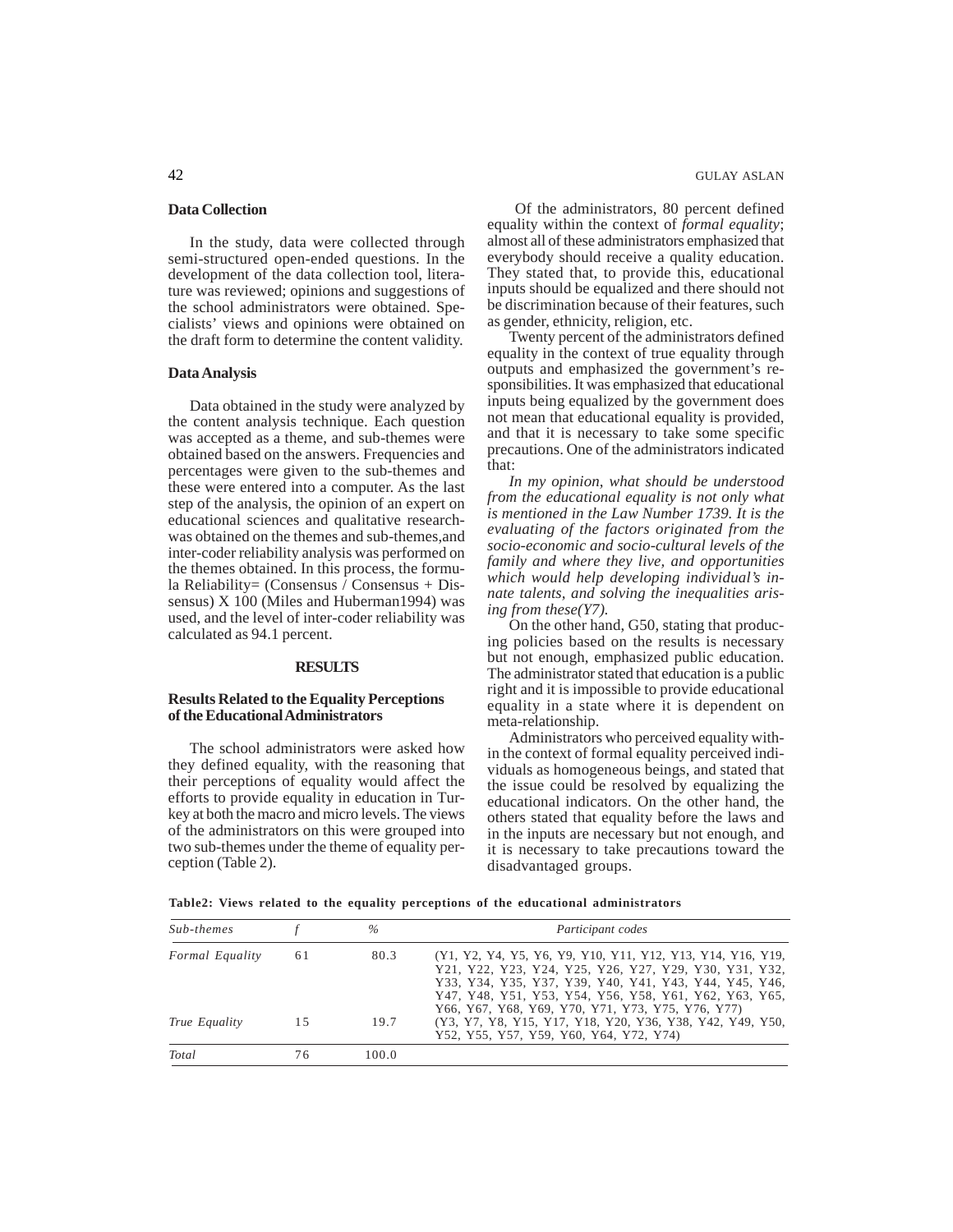### Data Collection

In the study, data were collected through semi-structured open-ended questions. In the development of the data collection tool, literature was reviewed; opinions and suggestions of the school administrators were obtained. Specialists' views and opinions were obtained on the draft form to determine the content validity.

### Data Analysis

Data obtained in the study were analyzed by the content analysis technique. Each question was accepted as a theme, and sub-themes were obtained based on the answers. Frequencies and percentages were given to the sub-themes and these were entered into a computer. As the last step of the analysis, the opinion of an expert on educational sciences and qualitative research-was obtained on the themes and sub-themes,and inter-coder reliability analysis was performed on the themes obtained. In this process, the formula Reliability= (Consensus / Consensus + Dissensus) X 100 (Miles and Huberman1994) was used, and the level of inter-coder reliability was calculated as 94.1 percent.

## RESULTS

### Results Related to the Equality Perceptions of the Educational Administrators

The school administrators were asked how they defined equality, with the reasoning that their perceptions of equality would affect the efforts to provide equality in education in Turkey at both the macro and micro levels. The views of the administrators on this were grouped into two sub-themes under the theme of equality perception (Table 2).

Of the administrators, 80 percent defined equality within the context of *formal equality*; almost all of these administrators emphasized that everybody should receive a quality education. They stated that, to provide this, educational inputs should be equalized and there should not be discrimination because of their features, such as gender, ethnicity, religion, etc.

Twenty percent of the administrators defined equality in the context of true equality through outputs and emphasized the government's responsibilities. It was emphasized that educational inputs being equalized by the government does not mean that educational equality is provided, and that it is necessary to take some specific precautions. One of the administrators indicated that:

*In my opinion, what should be understood from the educational equality is not only what is mentioned in the Law Number 1739. It is the evaluating of the factors originated from the socio-economic and socio-cultural levels of the family and where they live, and opportunities which would help developing individual's innate talents, and solving the inequalities arising from these(Y7).*

On the other hand, G50, stating that producing policies based on the results is necessary but not enough, emphasized public education. The administrator stated that education is a public right and it is impossible to provide educational equality in a state where it is dependent on meta-relationship.

Administrators who perceived equality within the context of formal equality perceived individuals as homogeneous beings, and stated that the issue could be resolved by equalizing the educational indicators. On the other hand, the others stated that equality before the laws and in the inputs are necessary but not enough, and it is necessary to take precautions toward the disadvantaged groups.

**Table2: Views related to the equality perceptions of the educational administrators**

| *Sub-themes* | *f* | *%* | *Participant codes* |
|---|---|---|---|
| *Formal Equality* | 61 | 80.3 | (Y1, Y2, Y4, Y5, Y6, Y9, Y10, Y11, Y12, Y13, Y14, Y16, Y19, Y21, Y22, Y23, Y24, Y25, Y26, Y27, Y29, Y30, Y31, Y32, Y33, Y34, Y35, Y37, Y39, Y40, Y41, Y43, Y44, Y45, Y46, Y47, Y48, Y51, Y53, Y54, Y56, Y58, Y61, Y62, Y63, Y65, Y66, Y67, Y68, Y69, Y70, Y71, Y73, Y75, Y76, Y77) |
| *True Equality* | 15 | 19.7 | (Y3, Y7, Y8, Y15, Y17, Y18, Y20, Y36, Y38, Y42, Y49, Y50, Y52, Y55, Y57, Y59, Y60, Y64, Y72, Y74) |
| *Total* | 76 | 100.0 | |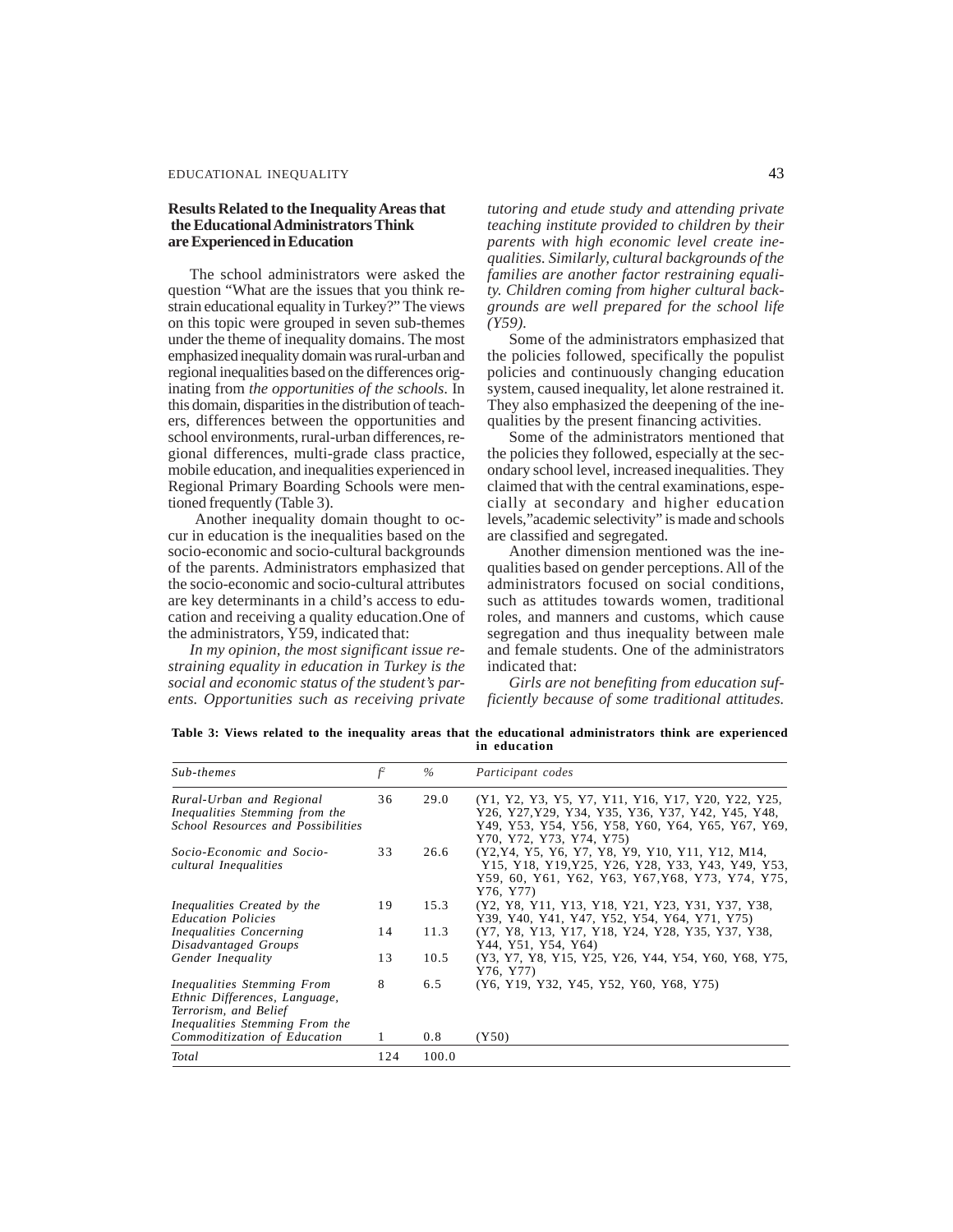### Results Related to the Inequality Areas that the Educational Administrators Think are Experienced in Education

The school administrators were asked the question "What are the issues that you think restrain educational equality in Turkey?" The views on this topic were grouped in seven sub-themes under the theme of inequality domains. The most emphasized inequality domain was rural-urban and regional inequalities based on the differences originating from *the opportunities of the schools*. In this domain, disparities in the distribution of teachers, differences between the opportunities and school environments, rural-urban differences, regional differences, multi-grade class practice, mobile education, and inequalities experienced in Regional Primary Boarding Schools were mentioned frequently (Table 3).

Another inequality domain thought to occur in education is the inequalities based on the socio-economic and socio-cultural backgrounds of the parents. Administrators emphasized that the socio-economic and socio-cultural attributes are key determinants in a child's access to education and receiving a quality education.One of the administrators, Y59, indicated that:

*In my opinion, the most significant issue restraining equality in education in Turkey is the social and economic status of the student's parents. Opportunities such as receiving private tutoring and etude study and attending private teaching institute provided to children by their parents with high economic level create inequalities. Similarly, cultural backgrounds of the families are another factor restraining equality. Children coming from higher cultural backgrounds are well prepared for the school life (Y59).*

Some of the administrators emphasized that the policies followed, specifically the populist policies and continuously changing education system, caused inequality, let alone restrained it. They also emphasized the deepening of the inequalities by the present financing activities.

Some of the administrators mentioned that the policies they followed, especially at the secondary school level, increased inequalities. They claimed that with the central examinations, especially at secondary and higher education levels,"academic selectivity" is made and schools are classified and segregated.

Another dimension mentioned was the inequalities based on gender perceptions. All of the administrators focused on social conditions, such as attitudes towards women, traditional roles, and manners and customs, which cause segregation and thus inequality between male and female students. One of the administrators indicated that:

*Girls are not benefiting from education sufficiently because of some traditional attitudes.*

**Table 3: Views related to the inequality areas that the educational administrators think are experienced in education**

| *Sub-themes* | *f*[2] | *%* | *Participant codes* |
|---|---|---|---|
| *Rural-Urban and Regional Inequalities Stemming from the School Resources and Possibilities* | 36 | 29.0 | (Y1, Y2, Y3, Y5, Y7, Y11, Y16, Y17, Y20, Y22, Y25, Y26, Y27,Y29, Y34, Y35, Y36, Y37, Y42, Y45, Y48, Y49, Y53, Y54, Y56, Y58, Y60, Y64, Y65, Y67, Y69, Y70, Y72, Y73, Y74, Y75) |
| *Socio-Economic and Socio-cultural Inequalities* | 33 | 26.6 | (Y2,Y4, Y5, Y6, Y7, Y8, Y9, Y10, Y11, Y12, M14, Y15, Y18, Y19,Y25, Y26, Y28, Y33, Y43, Y49, Y53, Y59, 60, Y61, Y62, Y63, Y67,Y68, Y73, Y74, Y75, Y76, Y77) |
| *Inequalities Created by the Education Policies* | 19 | 15.3 | (Y2, Y8, Y11, Y13, Y18, Y21, Y23, Y31, Y37, Y38, Y39, Y40, Y41, Y47, Y52, Y54, Y64, Y71, Y75) |
| *Inequalities Concerning Disadvantaged Groups* | 14 | 11.3 | (Y7, Y8, Y13, Y17, Y18, Y24, Y28, Y35, Y37, Y38, Y44, Y51, Y54, Y64) |
| *Gender Inequality* | 13 | 10.5 | (Y3, Y7, Y8, Y15, Y25, Y26, Y44, Y54, Y60, Y68, Y75, Y76, Y77) |
| *Inequalities Stemming From Ethnic Differences, Language, Terrorism, and Belief* | 8 | 6.5 | (Y6, Y19, Y32, Y45, Y52, Y60, Y68, Y75) |
| *Inequalities Stemming From the Commoditization of Education* | 1 | 0.8 | (Y50) |
| *Total* | 124 | 100.0 | |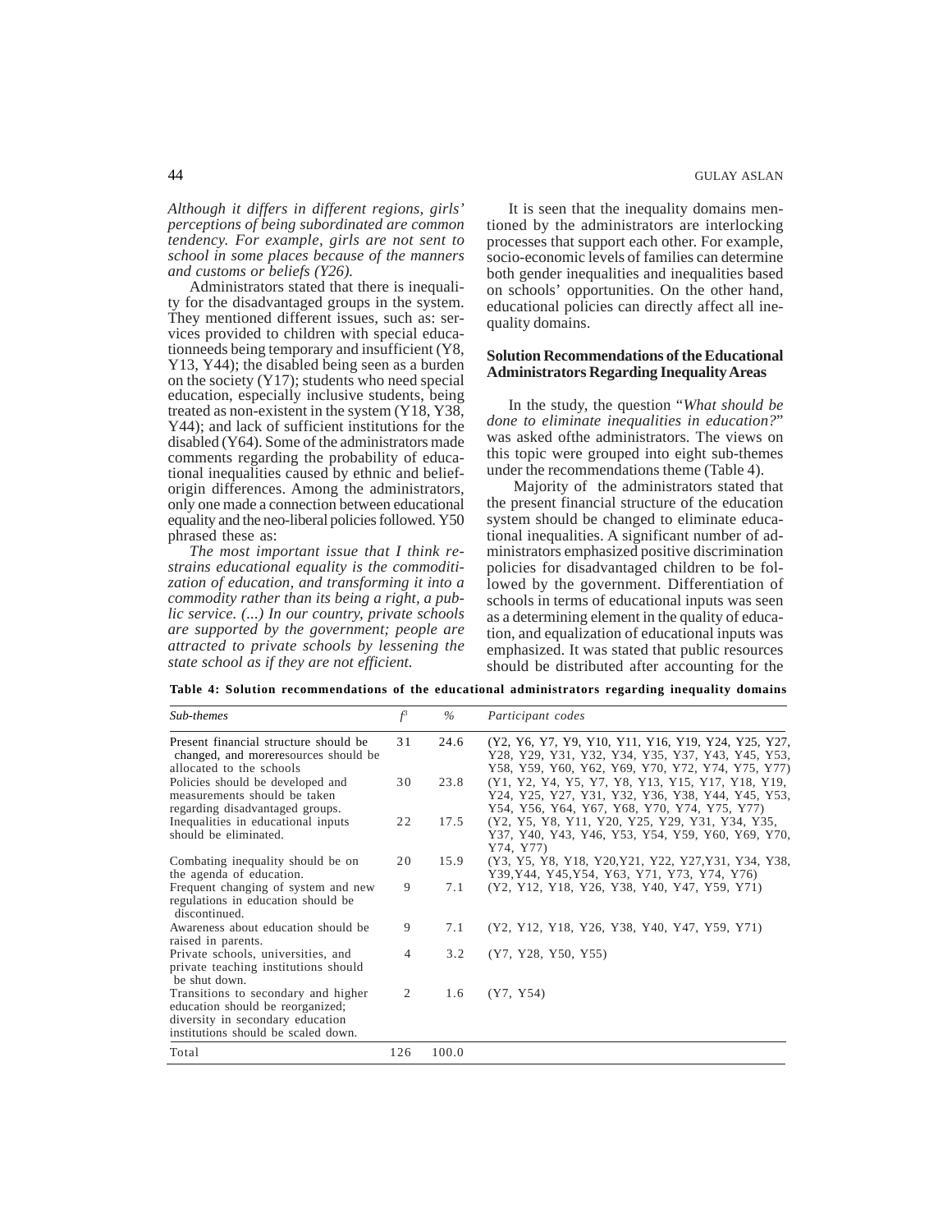*Although it differs in different regions, girls' perceptions of being subordinated are common tendency. For example, girls are not sent to school in some places because of the manners and customs or beliefs (Y26).*

Administrators stated that there is inequality for the disadvantaged groups in the system. They mentioned different issues, such as: services provided to children with special educationneeds being temporary and insufficient (Y8, Y13, Y44); the disabled being seen as a burden on the society (Y17); students who need special education, especially inclusive students, being treated as non-existent in the system (Y18, Y38, Y44); and lack of sufficient institutions for the disabled (Y64). Some of the administrators made comments regarding the probability of educational inequalities caused by ethnic and belief-origin differences. Among the administrators, only one made a connection between educational equality and the neo-liberal policies followed. Y50 phrased these as:

*The most important issue that I think restrains educational equality is the commoditization of education, and transforming it into a commodity rather than its being a right, a public service. (...) In our country, private schools are supported by the government; people are attracted to private schools by lessening the state school as if they are not efficient.*

It is seen that the inequality domains mentioned by the administrators are interlocking processes that support each other. For example, socio-economic levels of families can determine both gender inequalities and inequalities based on schools' opportunities. On the other hand, educational policies can directly affect all inequality domains.

### Solution Recommendations of the Educational Administrators Regarding Inequality Areas

In the study, the question "*What should be done to eliminate inequalities in education?*" was asked ofthe administrators. The views on this topic were grouped into eight sub-themes under the recommendations theme (Table 4).

Majority of the administrators stated that the present financial structure of the education system should be changed to eliminate educational inequalities. A significant number of administrators emphasized positive discrimination policies for disadvantaged children to be followed by the government. Differentiation of schools in terms of educational inputs was seen as a determining element in the quality of education, and equalization of educational inputs was emphasized. It was stated that public resources should be distributed after accounting for the

**Table 4: Solution recommendations of the educational administrators regarding inequality domains**

| *Sub-themes* | *f*[3] | *%* | *Participant codes* |
|---|---|---|---|
| Present financial structure should be changed, and moreresources should be allocated to the schools | 31 | 24.6 | (Y2, Y6, Y7, Y9, Y10, Y11, Y16, Y19, Y24, Y25, Y27, Y28, Y29, Y31, Y32, Y34, Y35, Y37, Y43, Y45, Y53, Y58, Y59, Y60, Y62, Y69, Y70, Y72, Y74, Y75, Y77) |
| Policies should be developed and measurements should be taken regarding disadvantaged groups. | 30 | 23.8 | (Y1, Y2, Y4, Y5, Y7, Y8, Y13, Y15, Y17, Y18, Y19, Y24, Y25, Y27, Y31, Y32, Y36, Y38, Y44, Y45, Y53, Y54, Y56, Y64, Y67, Y68, Y70, Y74, Y75, Y77) |
| Inequalities in educational inputs should be eliminated. | 22 | 17.5 | (Y2, Y5, Y8, Y11, Y20, Y25, Y29, Y31, Y34, Y35, Y37, Y40, Y43, Y46, Y53, Y54, Y59, Y60, Y69, Y70, Y74, Y77) |
| Combating inequality should be on the agenda of education. | 20 | 15.9 | (Y3, Y5, Y8, Y18, Y20,Y21, Y22, Y27,Y31, Y34, Y38, Y39,Y44, Y45,Y54, Y63, Y71, Y73, Y74, Y76) |
| Frequent changing of system and new regulations in education should be discontinued. | 9 | 7.1 | (Y2, Y12, Y18, Y26, Y38, Y40, Y47, Y59, Y71) |
| Awareness about education should be raised in parents. | 9 | 7.1 | (Y2, Y12, Y18, Y26, Y38, Y40, Y47, Y59, Y71) |
| Private schools, universities, and private teaching institutions should be shut down. | 4 | 3.2 | (Y7, Y28, Y50, Y55) |
| Transitions to secondary and higher education should be reorganized; diversity in secondary education institutions should be scaled down. | 2 | 1.6 | (Y7, Y54) |
| Total | 126 | 100.0 | |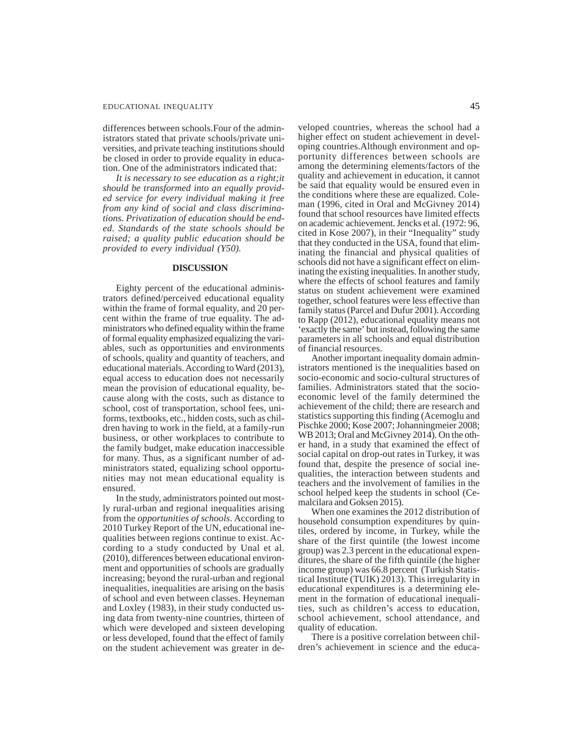differences between schools.Four of the administrators stated that private schools/private universities, and private teaching institutions should be closed in order to provide equality in education. One of the administrators indicated that:

*It is necessary to see education as a right;it should be transformed into an equally provided service for every individual making it free from any kind of social and class discriminations. Privatization of education should be ended. Standards of the state schools should be raised; a quality public education should be provided to every individual (Y50).*

## DISCUSSION

Eighty percent of the educational administrators defined/perceived educational equality within the frame of formal equality, and 20 percent within the frame of true equality. The administrators who defined equality within the frame of formal equality emphasized equalizing the variables, such as opportunities and environments of schools, quality and quantity of teachers, and educational materials. According to Ward (2013), equal access to education does not necessarily mean the provision of educational equality, because along with the costs, such as distance to school, cost of transportation, school fees, uniforms, textbooks, etc., hidden costs, such as children having to work in the field, at a family-run business, or other workplaces to contribute to the family budget, make education inaccessible for many. Thus, as a significant number of administrators stated, equalizing school opportunities may not mean educational equality is ensured.

In the study, administrators pointed out mostly rural-urban and regional inequalities arising from the *opportunities of schools*. According to 2010 Turkey Report of the UN, educational inequalities between regions continue to exist. According to a study conducted by Unal et al. (2010), differences between educational environment and opportunities of schools are gradually increasing; beyond the rural-urban and regional inequalities, inequalities are arising on the basis of school and even between classes. Heyneman and Loxley (1983), in their study conducted using data from twenty-nine countries, thirteen of which were developed and sixteen developing or less developed, found that the effect of family on the student achievement was greater in developed countries, whereas the school had a higher effect on student achievement in developing countries.Although environment and opportunity differences between schools are among the determining elements/factors of the quality and achievement in education, it cannot be said that equality would be ensured even in the conditions where these are equalized. Coleman (1996, cited in Oral and McGivney 2014) found that school resources have limited effects on academic achievement. Jencks et al. (1972: 96, cited in Kose 2007), in their "Inequality" study that they conducted in the USA, found that eliminating the financial and physical qualities of schools did not have a significant effect on eliminating the existing inequalities. In another study, where the effects of school features and family status on student achievement were examined together, school features were less effective than family status (Parcel and Dufur 2001). According to Rapp (2012), educational equality means not 'exactly the same' but instead, following the same parameters in all schools and equal distribution of financial resources.

Another important inequality domain administrators mentioned is the inequalities based on socio-economic and socio-cultural structures of families. Administrators stated that the socio-economic level of the family determined the achievement of the child; there are research and statistics supporting this finding (Acemoglu and Pischke 2000; Kose 2007; Johanningmeier 2008; WB 2013; Oral and McGivney 2014). On the other hand, in a study that examined the effect of social capital on drop-out rates in Turkey, it was found that, despite the presence of social inequalities, the interaction between students and teachers and the involvement of families in the school helped keep the students in school (Cemalcilara and Goksen 2015).

When one examines the 2012 distribution of household consumption expenditures by quintiles, ordered by income, in Turkey, while the share of the first quintile (the lowest income group) was 2.3 percent in the educational expenditures, the share of the fifth quintile (the higher income group) was 66.8 percent (Turkish Statistical Institute (TUIK) 2013). This irregularity in educational expenditures is a determining element in the formation of educational inequalities, such as children's access to education, school achievement, school attendance, and quality of education.

There is a positive correlation between children's achievement in science and the educa-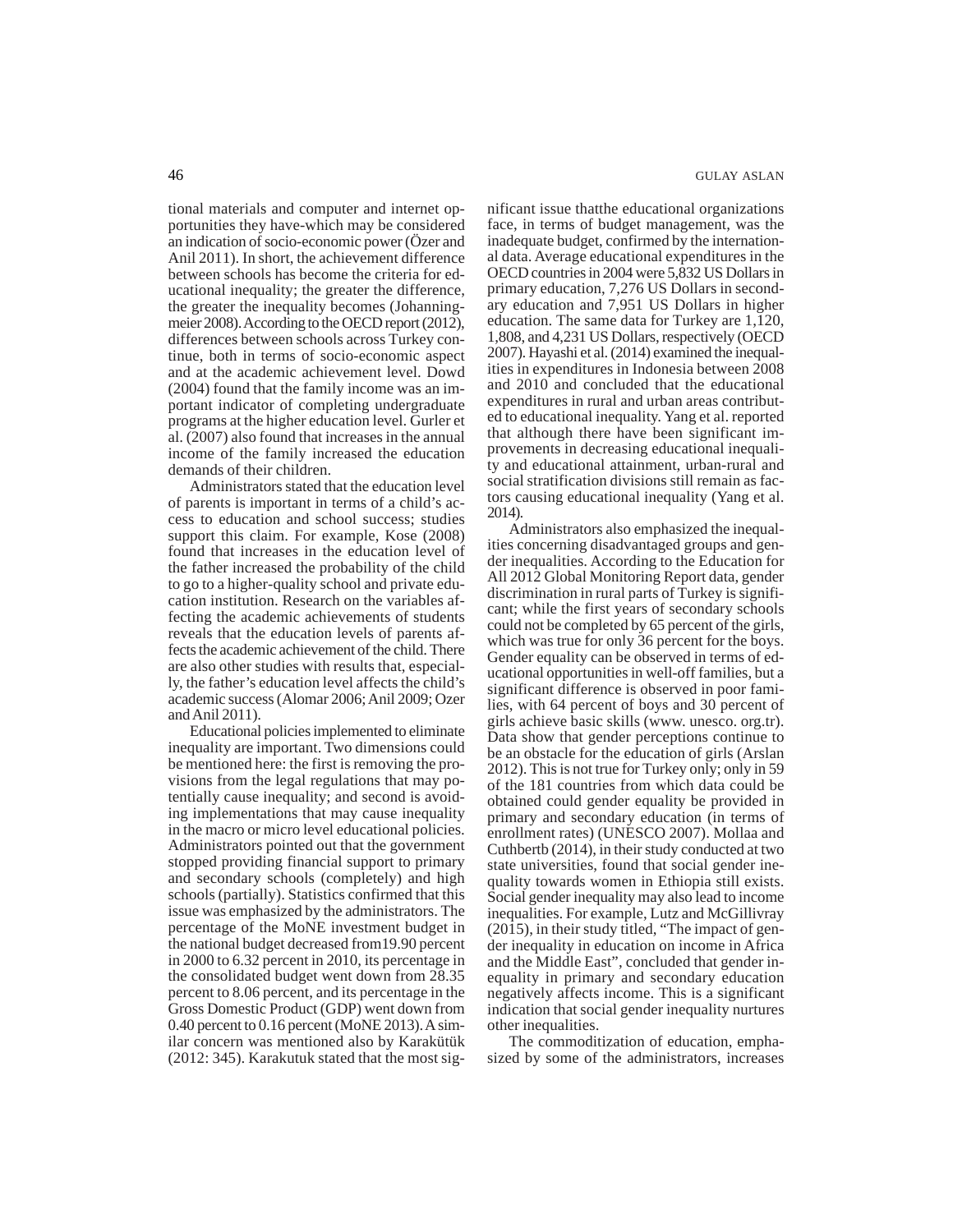tional materials and computer and internet opportunities they have-which may be considered an indication of socio-economic power (Özer and Anil 2011). In short, the achievement difference between schools has become the criteria for educational inequality; the greater the difference, the greater the inequality becomes (Johanningmeier 2008). According to the OECD report (2012), differences between schools across Turkey continue, both in terms of socio-economic aspect and at the academic achievement level. Dowd (2004) found that the family income was an important indicator of completing undergraduate programs at the higher education level. Gurler et al. (2007) also found that increases in the annual income of the family increased the education demands of their children.

Administrators stated that the education level of parents is important in terms of a child's access to education and school success; studies support this claim. For example, Kose (2008) found that increases in the education level of the father increased the probability of the child to go to a higher-quality school and private education institution. Research on the variables affecting the academic achievements of students reveals that the education levels of parents affects the academic achievement of the child. There are also other studies with results that, especially, the father's education level affects the child's academic success (Alomar 2006; Anil 2009; Ozer and Anil 2011).

Educational policies implemented to eliminate inequality are important. Two dimensions could be mentioned here: the first is removing the provisions from the legal regulations that may potentially cause inequality; and second is avoiding implementations that may cause inequality in the macro or micro level educational policies. Administrators pointed out that the government stopped providing financial support to primary and secondary schools (completely) and high schools (partially). Statistics confirmed that this issue was emphasized by the administrators. The percentage of the MoNE investment budget in the national budget decreased from19.90 percent in 2000 to 6.32 percent in 2010, its percentage in the consolidated budget went down from 28.35 percent to 8.06 percent, and its percentage in the Gross Domestic Product (GDP) went down from 0.40 percent to 0.16 percent (MoNE 2013). A similar concern was mentioned also by Karakütük (2012: 345). Karakutuk stated that the most significant issue thatthe educational organizations face, in terms of budget management, was the inadequate budget, confirmed by the international data. Average educational expenditures in the OECD countries in 2004 were 5,832 US Dollars in primary education, 7,276 US Dollars in secondary education and 7,951 US Dollars in higher education. The same data for Turkey are 1,120, 1,808, and 4,231 US Dollars, respectively (OECD 2007). Hayashi et al. (2014) examined the inequalities in expenditures in Indonesia between 2008 and 2010 and concluded that the educational expenditures in rural and urban areas contributed to educational inequality. Yang et al. reported that although there have been significant improvements in decreasing educational inequality and educational attainment, urban-rural and social stratification divisions still remain as factors causing educational inequality (Yang et al. 2014).

Administrators also emphasized the inequalities concerning disadvantaged groups and gender inequalities. According to the Education for All 2012 Global Monitoring Report data, gender discrimination in rural parts of Turkey is significant; while the first years of secondary schools could not be completed by 65 percent of the girls, which was true for only 36 percent for the boys. Gender equality can be observed in terms of educational opportunities in well-off families, but a significant difference is observed in poor families, with 64 percent of boys and 30 percent of girls achieve basic skills (www. unesco. org.tr). Data show that gender perceptions continue to be an obstacle for the education of girls (Arslan 2012). This is not true for Turkey only; only in 59 of the 181 countries from which data could be obtained could gender equality be provided in primary and secondary education (in terms of enrollment rates) (UNESCO 2007). Mollaa and Cuthbertb (2014), in their study conducted at two state universities, found that social gender inequality towards women in Ethiopia still exists. Social gender inequality may also lead to income inequalities. For example, Lutz and McGillivray (2015), in their study titled, "The impact of gender inequality in education on income in Africa and the Middle East", concluded that gender inequality in primary and secondary education negatively affects income. This is a significant indication that social gender inequality nurtures other inequalities.

The commoditization of education, emphasized by some of the administrators, increases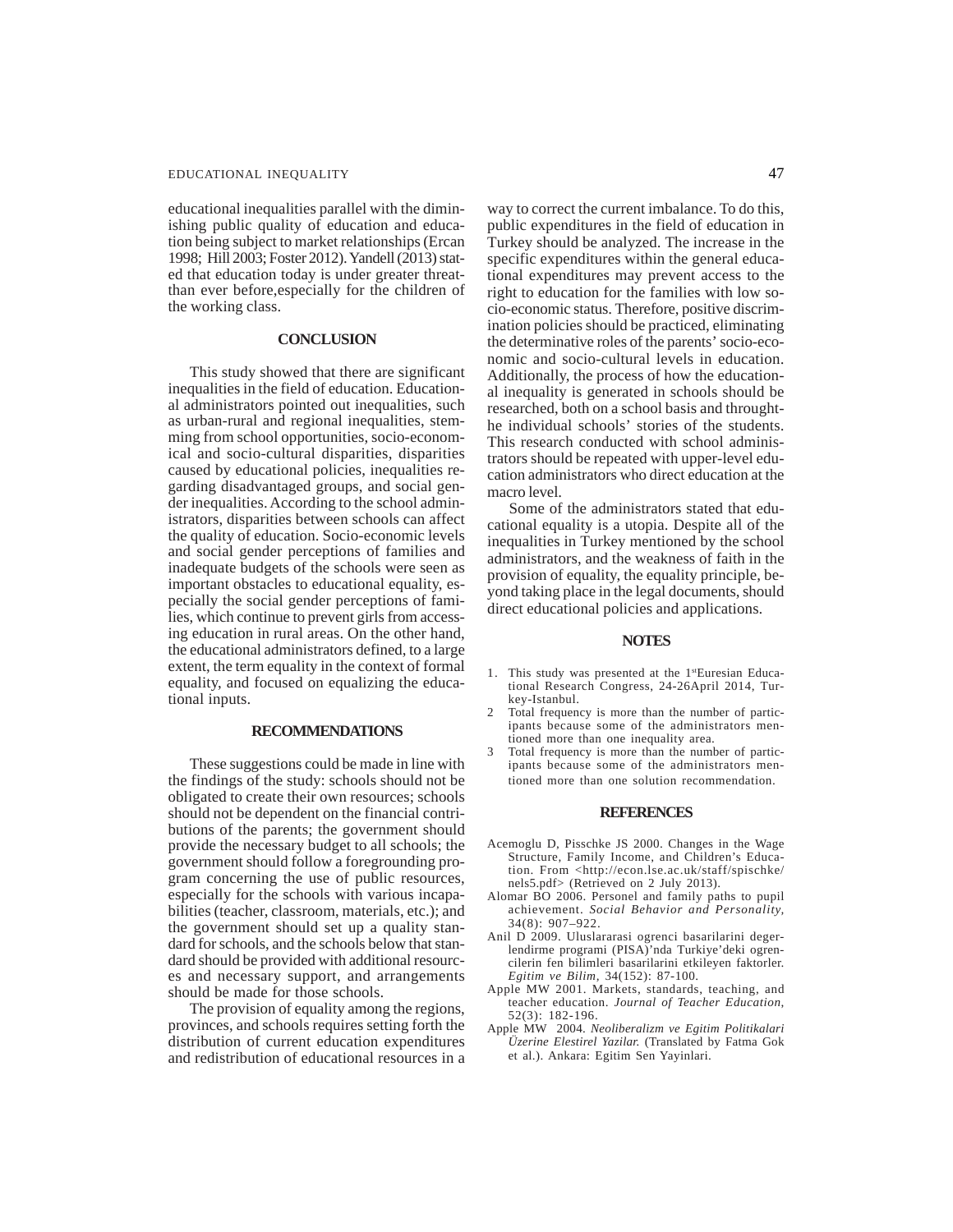educational inequalities parallel with the diminishing public quality of education and education being subject to market relationships (Ercan 1998; Hill 2003; Foster 2012). Yandell (2013) stated that education today is under greater threatthan ever before,especially for the children of the working class.

## CONCLUSION

This study showed that there are significant inequalities in the field of education. Educational administrators pointed out inequalities, such as urban-rural and regional inequalities, stemming from school opportunities, socio-economical and socio-cultural disparities, disparities caused by educational policies, inequalities regarding disadvantaged groups, and social gender inequalities. According to the school administrators, disparities between schools can affect the quality of education. Socio-economic levels and social gender perceptions of families and inadequate budgets of the schools were seen as important obstacles to educational equality, especially the social gender perceptions of families, which continue to prevent girls from accessing education in rural areas. On the other hand, the educational administrators defined, to a large extent, the term equality in the context of formal equality, and focused on equalizing the educational inputs.

## RECOMMENDATIONS

These suggestions could be made in line with the findings of the study: schools should not be obligated to create their own resources; schools should not be dependent on the financial contributions of the parents; the government should provide the necessary budget to all schools; the government should follow a foregrounding program concerning the use of public resources, especially for the schools with various incapabilities (teacher, classroom, materials, etc.); and the government should set up a quality standard for schools, and the schools below that standard should be provided with additional resources and necessary support, and arrangements should be made for those schools.

The provision of equality among the regions, provinces, and schools requires setting forth the distribution of current education expenditures and redistribution of educational resources in a way to correct the current imbalance. To do this, public expenditures in the field of education in Turkey should be analyzed. The increase in the specific expenditures within the general educational expenditures may prevent access to the right to education for the families with low socio-economic status. Therefore, positive discrimination policies should be practiced, eliminating the determinative roles of the parents' socio-economic and socio-cultural levels in education. Additionally, the process of how the educational inequality is generated in schools should be researched, both on a school basis and throughthe individual schools' stories of the students. This research conducted with school administrators should be repeated with upper-level education administrators who direct education at the macro level.

Some of the administrators stated that educational equality is a utopia. Despite all of the inequalities in Turkey mentioned by the school administrators, and the weakness of faith in the provision of equality, the equality principle, beyond taking place in the legal documents, should direct educational policies and applications.

## NOTES

1. This study was presented at the 1st Euresian Educational Research Congress, 24-26April 2014, Turkey-Istanbul.
2. Total frequency is more than the number of participants because some of the administrators mentioned more than one inequality area.
3. Total frequency is more than the number of participants because some of the administrators mentioned more than one solution recommendation.

## REFERENCES

Acemoglu D, Pisschke JS 2000. Changes in the Wage Structure, Family Income, and Children's Education. From <http://econ.lse.ac.uk/staff/spischke/nels5.pdf> (Retrieved on 2 July 2013).

Alomar BO 2006. Personel and family paths to pupil achievement. *Social Behavior and Personality*, 34(8): 907–922.

Anil D 2009. Uluslararasi ogrenci basarilarini degerlendirme programi (PISA)'nda Turkiye'deki ogrencilerin fen bilimleri basarilarini etkileyen faktorler. *Egitim ve Bilim*, 34(152): 87-100.

Apple MW 2001. Markets, standards, teaching, and teacher education. *Journal of Teacher Education*, 52(3): 182-196.

Apple MW 2004. *Neoliberalizm ve Egitim Politikalari Üzerine Elestirel Yazilar.* (Translated by Fatma Gok et al.). Ankara: Egitim Sen Yayinlari.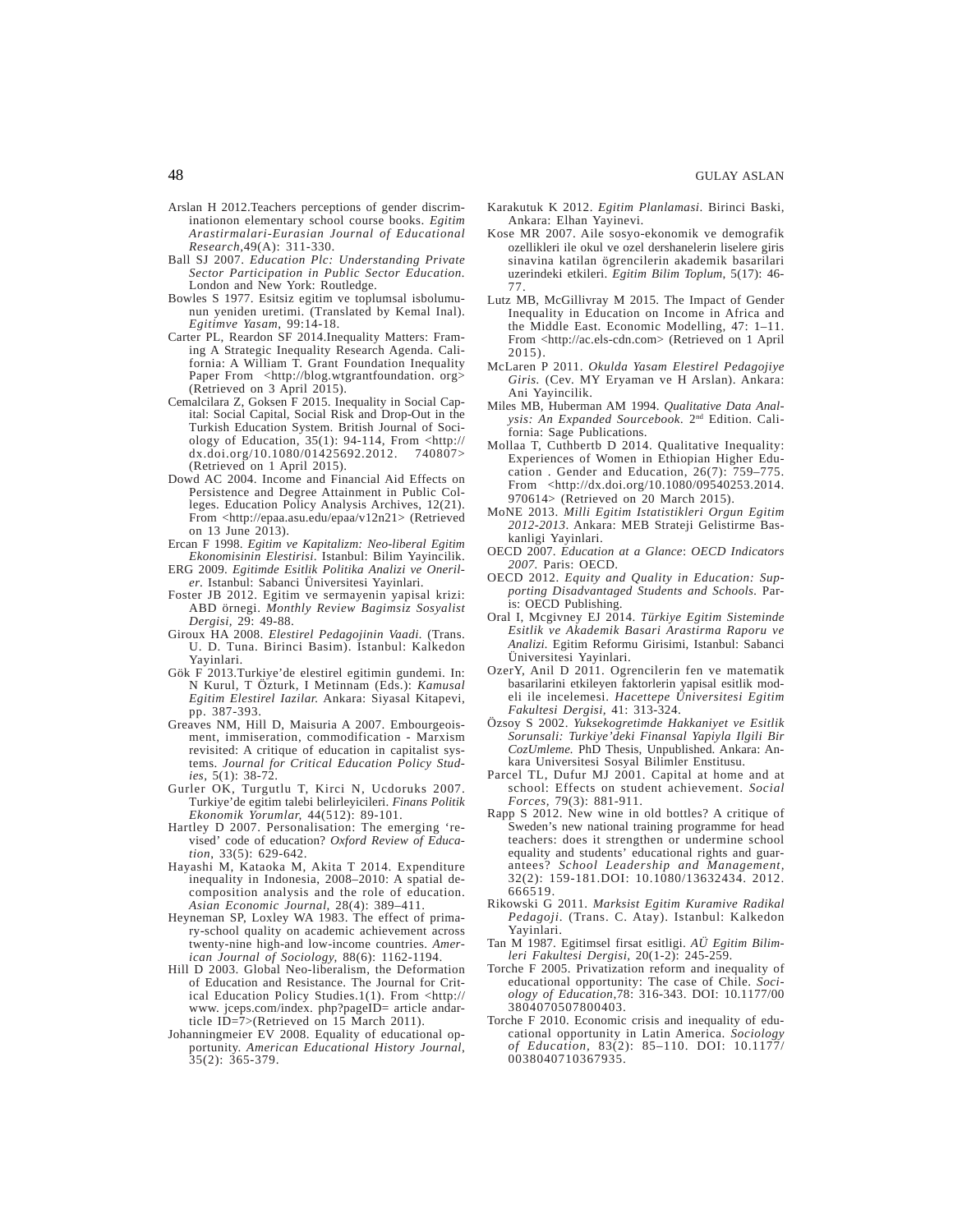Arslan H 2012.Teachers perceptions of gender discriminationon elementary school course books. *Egitim Arastirmalari-Eurasian Journal of Educational Research*,49(A): 311-330.

Ball SJ 2007. *Education Plc: Understanding Private Sector Participation in Public Sector Education.* London and New York: Routledge.

Bowles S 1977. Esitsiz egitim ve toplumsal isbolumunun yeniden uretimi. (Translated by Kemal Inal). *Egitimve Yasam*, 99:14-18.

Carter PL, Reardon SF 2014.Inequality Matters: Framing A Strategic Inequality Research Agenda. California: A William T. Grant Foundation Inequality Paper From <http://blog.wtgrantfoundation. org> (Retrieved on 3 April 2015).

Cemalcilara Z, Goksen F 2015. Inequality in Social Capital: Social Capital, Social Risk and Drop-Out in the Turkish Education System. British Journal of Sociology of Education, 35(1): 94-114, From <http://dx.doi.org/10.1080/01425692.2012. 740807> (Retrieved on 1 April 2015).

Dowd AC 2004. Income and Financial Aid Effects on Persistence and Degree Attainment in Public Colleges. Education Policy Analysis Archives, 12(21). From <http://epaa.asu.edu/epaa/v12n21> (Retrieved on 13 June 2013).

Ercan F 1998. *Egitim ve Kapitalizm: Neo-liberal Egitim Ekonomisinin Elestirisi.* Istanbul: Bilim Yayincilik.

ERG 2009. *Egitimde Esitlik Politika Analizi ve Oneriler.* Istanbul: Sabanci Üniversitesi Yayinlari.

Foster JB 2012. Egitim ve sermayenin yapisal krizi: ABD örnegi. *Monthly Review Bagimsiz Sosyalist Dergisi,* 29: 49-88.

Giroux HA 2008. *Elestirel Pedagojinin Vaadi.* (Trans. U. D. Tuna. Birinci Basim). Istanbul: Kalkedon Yayinlari.

Gök F 2013.Turkiye'de elestirel egitimin gundemi. In: N Kurul, T Özturk, I Metinnam (Eds.): *Kamusal Egitim Elestirel Iazilar.* Ankara: Siyasal Kitapevi, pp. 387-393.

Greaves NM, Hill D, Maisuria A 2007. Embourgeoisment, immiseration, commodification - Marxism revisited: A critique of education in capitalist systems. *Journal for Critical Education Policy Studies,* 5(1): 38-72.

Gurler OK, Turgutlu T, Kirci N, Ucdoruks 2007. Turkiye'de egitim talebi belirleyicileri. *Finans Politik Ekonomik Yorumlar,* 44(512): 89-101.

Hartley D 2007. Personalisation: The emerging 'revised' code of education? *Oxford Review of Education,* 33(5): 629-642.

Hayashi M, Kataoka M, Akita T 2014. Expenditure inequality in Indonesia, 2008–2010: A spatial decomposition analysis and the role of education. *Asian Economic Journal,* 28(4): 389–411.

Heyneman SP, Loxley WA 1983. The effect of primary-school quality on academic achievement across twenty-nine high-and low-income countries. *American Journal of Sociology,* 88(6): 1162-1194.

Hill D 2003. Global Neo-liberalism, the Deformation of Education and Resistance. The Journal for Critical Education Policy Studies.1(1). From <http://www. jceps.com/index. php?pageID= article andarticle ID=7>(Retrieved on 15 March 2011).

Johanningmeier EV 2008. Equality of educational opportunity. *American Educational History Journal,* 35(2): 365-379.

Karakutuk K 2012. *Egitim Planlamasi*. Birinci Baski, Ankara: Elhan Yayinevi.

Kose MR 2007. Aile sosyo-ekonomik ve demografik ozellikleri ile okul ve ozel dershanelerin liselere giris sinavina katilan ögrencilerin akademik basarilari uzerindeki etkileri. *Egitim Bilim Toplum,* 5(17): 46-77.

Lutz MB, McGillivray M 2015. The Impact of Gender Inequality in Education on Income in Africa and the Middle East. Economic Modelling, 47: 1–11. From <http://ac.els-cdn.com> (Retrieved on 1 April 2015).

McLaren P 2011. *Okulda Yasam Elestirel Pedagojiye Giris.* (Cev. MY Eryaman ve H Arslan). Ankara: Ani Yayincilik.

Miles MB, Huberman AM 1994. *Qualitative Data Analysis: An Expanded Sourcebook.* 2nd Edition. California: Sage Publications.

Mollaa T, Cuthbertb D 2014. Qualitative Inequality: Experiences of Women in Ethiopian Higher Education . Gender and Education, 26(7): 759–775. From <http://dx.doi.org/10.1080/09540253.2014. 970614> (Retrieved on 20 March 2015).

MoNE 2013. *Milli Egitim Istatistikleri Orgun Egitim 2012-2013.* Ankara: MEB Strateji Gelistirme Baskanligi Yayinlari.

OECD 2007. *Education at a Glance*: *OECD Indicators 2007.* Paris: OECD.

OECD 2012. *Equity and Quality in Education: Supporting Disadvantaged Students and Schools.* Paris: OECD Publishing.

Oral I, Mcgivney EJ 2014. *Türkiye Egitim Sisteminde Esitlik ve Akademik Basari Arastirma Raporu ve Analizi.* Egitim Reformu Girisimi, Istanbul: Sabanci Üniversitesi Yayinlari.

OzerY, Anil D 2011. Ogrencilerin fen ve matematik basarilarini etkileyen faktorlerin yapisal esitlik modeli ile incelemesi. *Hacettepe Üniversitesi Egitim Fakultesi Dergisi,* 41: 313-324.

Özsoy S 2002. *Yuksekogretimde Hakkaniyet ve Esitlik Sorunsali: Turkiye'deki Finansal Yapiyla Ilgili Bir CozUmleme.* PhD Thesis, Unpublished. Ankara: Ankara Universitesi Sosyal Bilimler Enstitusu.

Parcel TL, Dufur MJ 2001. Capital at home and at school: Effects on student achievement. *Social Forces,* 79(3): 881-911.

Rapp S 2012. New wine in old bottles? A critique of Sweden's new national training programme for head teachers: does it strengthen or undermine school equality and students' educational rights and guarantees? *School Leadership and Management,* 32(2): 159-181.DOI: 10.1080/13632434. 2012. 666519.

Rikowski G 2011. *Marksist Egitim Kuramive Radikal Pedagoji*. (Trans. C. Atay). Istanbul: Kalkedon Yayinlari.

Tan M 1987. Egitimsel firsat esitligi. *AÜ Egitim Bilimleri Fakultesi Dergisi,* 20(1-2): 245-259.

Torche F 2005. Privatization reform and inequality of educational opportunity: The case of Chile. *Sociology of Education*,78: 316-343. DOI: 10.1177/00 3804070507800403.

Torche F 2010. Economic crisis and inequality of educational opportunity in Latin America. *Sociology of Education,* 83(2): 85–110. DOI: 10.1177/ 0038040710367935.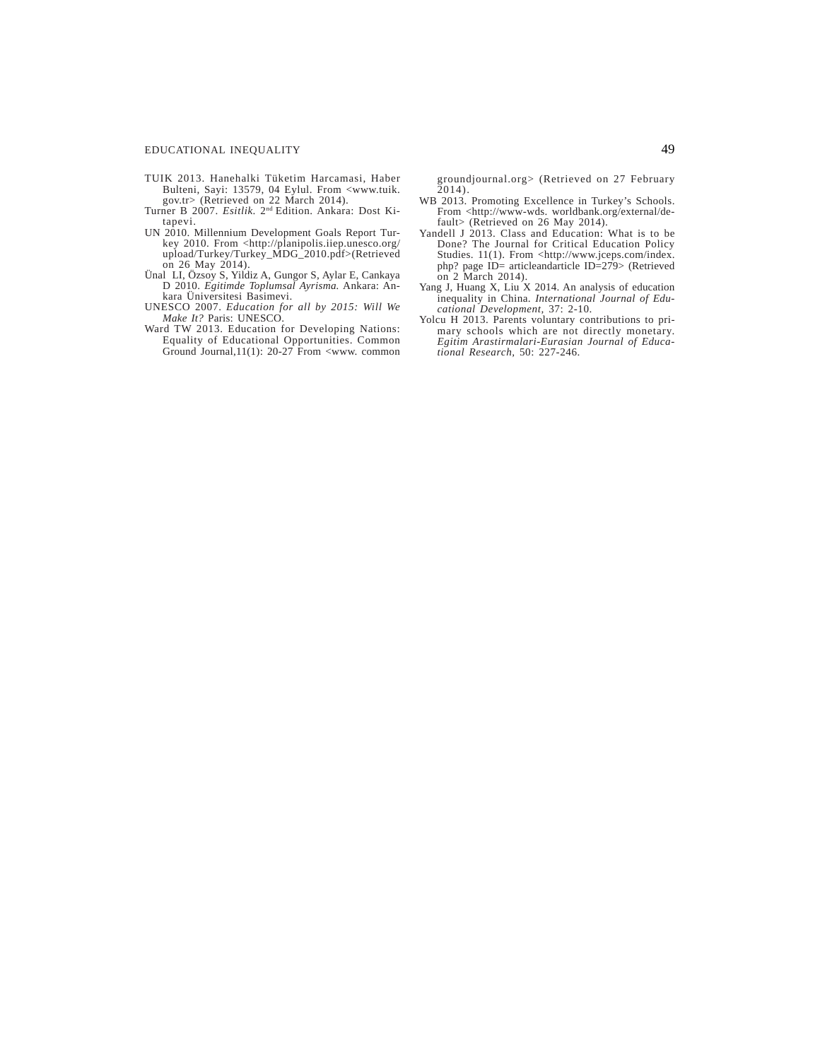TUIK 2013. Hanehalki Tüketim Harcamasi, Haber Bulteni, Sayi: 13579, 04 Eylul. From <www.tuik.gov.tr> (Retrieved on 22 March 2014).

Turner B 2007. *Esitlik*. 2nd Edition. Ankara: Dost Kitapevi.

UN 2010. Millennium Development Goals Report Turkey 2010. From <http://planipolis.iiep.unesco.org/upload/Turkey/Turkey_MDG_2010.pdf>(Retrieved on 26 May 2014).

Ünal LI, Özsoy S, Yildiz A, Gungor S, Aylar E, Cankaya D 2010. *Egitimde Toplumsal Ayrisma.* Ankara: Ankara Üniversitesi Basimevi.

UNESCO 2007. *Education for all by 2015: Will We Make It?* Paris: UNESCO.

Ward TW 2013. Education for Developing Nations: Equality of Educational Opportunities. Common Ground Journal,11(1): 20-27 From <www. commongroundjournal.org> (Retrieved on 27 February 2014).

WB 2013. Promoting Excellence in Turkey's Schools. From <http://www-wds. worldbank.org/external/default> (Retrieved on 26 May 2014).

Yandell J 2013. Class and Education: What is to be Done? The Journal for Critical Education Policy Studies. 11(1). From <http://www.jceps.com/index.php? page ID= articleandarticle ID=279> (Retrieved on 2 March 2014).

Yang J, Huang X, Liu X 2014. An analysis of education inequality in China. *International Journal of Educational Development*, 37: 2-10.

Yolcu H 2013. Parents voluntary contributions to primary schools which are not directly monetary. *Egitim Arastirmalari-Eurasian Journal of Educational Research*, 50: 227-246.